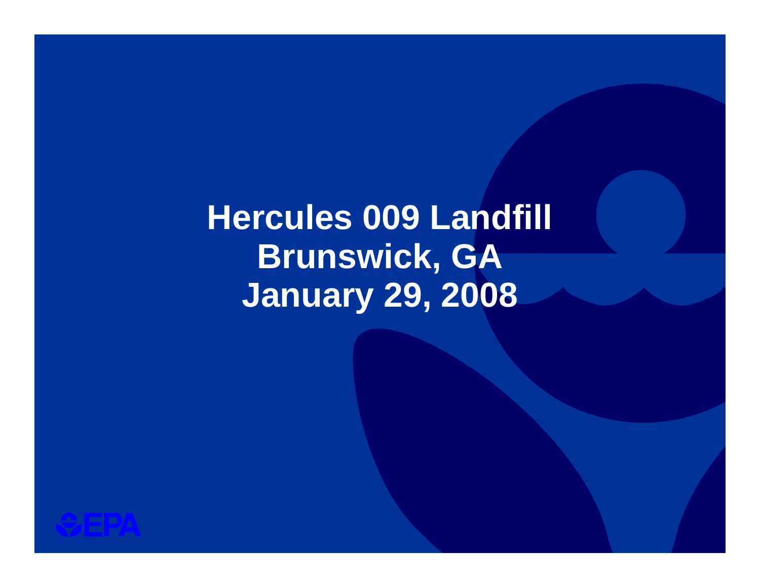# Hercules 009 Landfill
# Brunswick, GA
# January 29, 2008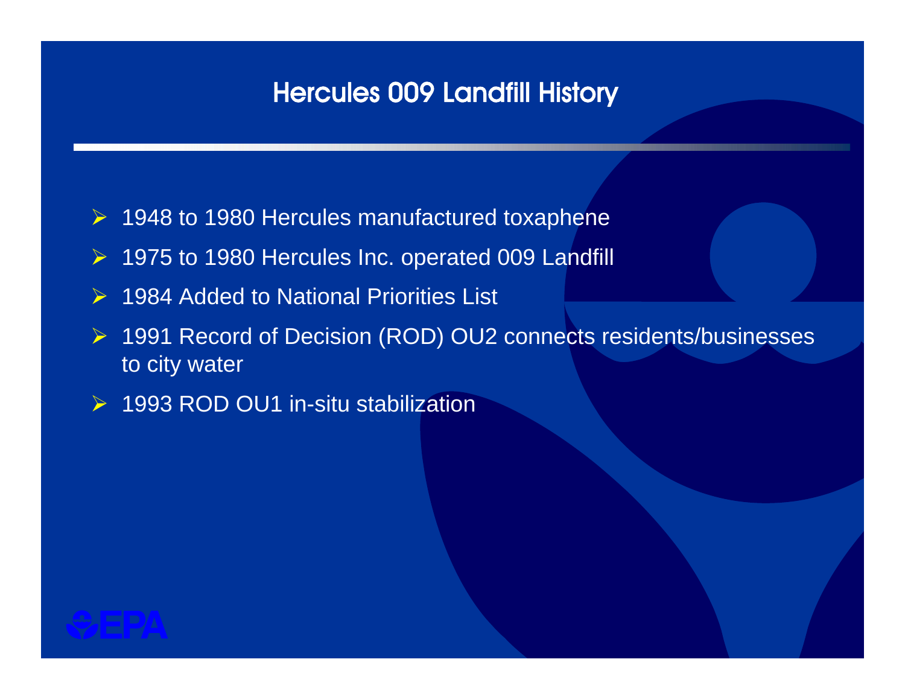# Hercules 009 Landfill History

- 1948 to 1980 Hercules manufactured toxaphene
- 1975 to 1980 Hercules Inc. operated 009 Landfill
- 1984 Added to National Priorities List
- 1991 Record of Decision (ROD) OU2 connects residents/businesses to city water
- 1993 ROD OU1 in-situ stabilization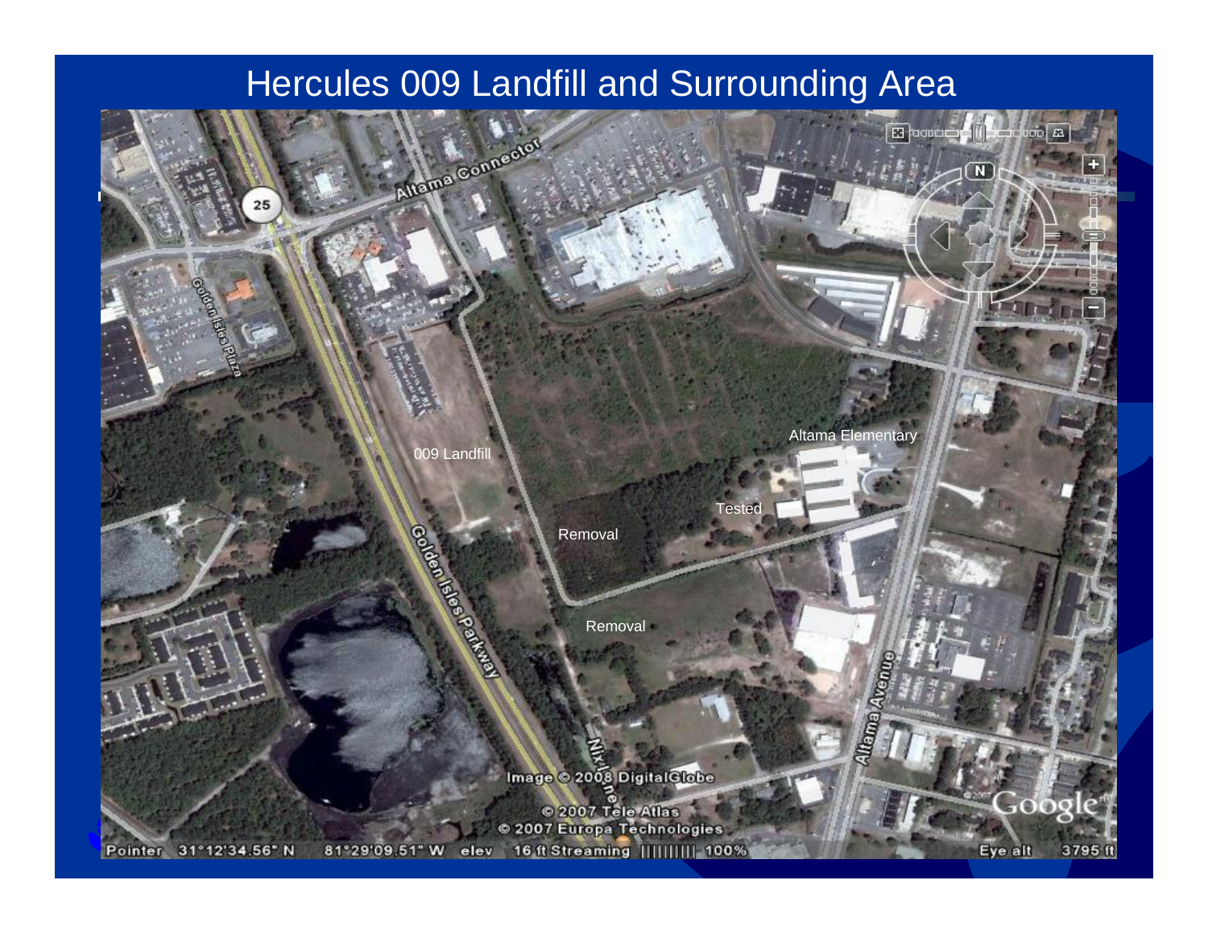# Hercules 009 Landfill and Surrounding Area

Altama Connector

Golden Isles Plaza

009 Landfill

Golden Isles Parkway

Removal

Removal

Tested

Altama Elementary

Altama Avenue

Nix Lane

Image © 2008 DigitalGlobe

© 2007 Tele Atlas

© 2007 Europa Technologies

Pointer 31°12'34.56" N 81°29'09.51" W elev 16 ft Streaming |||||||||| 100%

Eye alt 3795 ft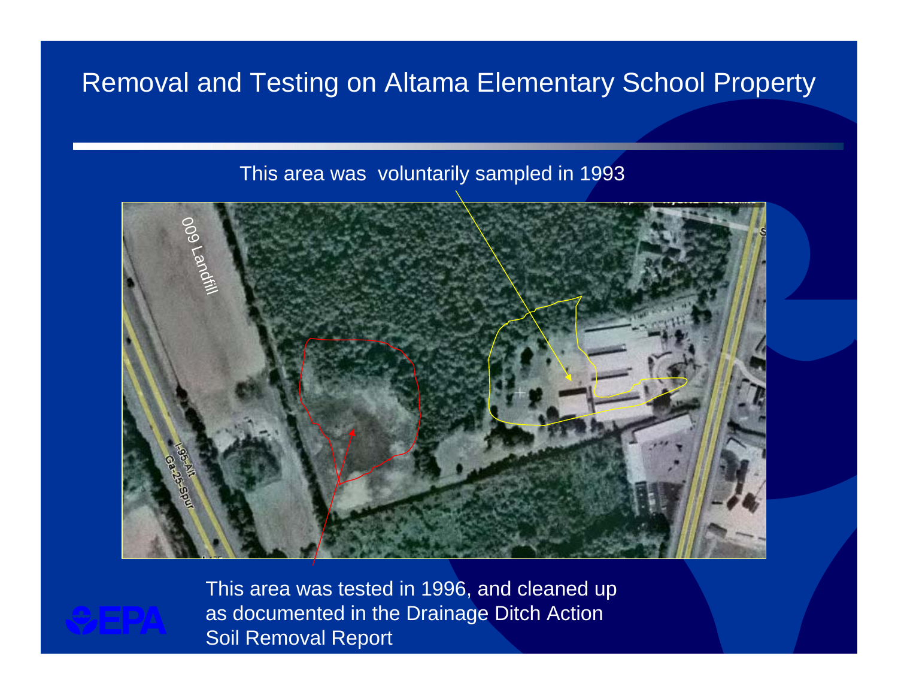# Removal and Testing on Altama Elementary School Property

This area was voluntarily sampled in 1993

009 Landfill

I-95-Alt
Ga-25-Spur

This area was tested in 1996, and cleaned up as documented in the Drainage Ditch Action Soil Removal Report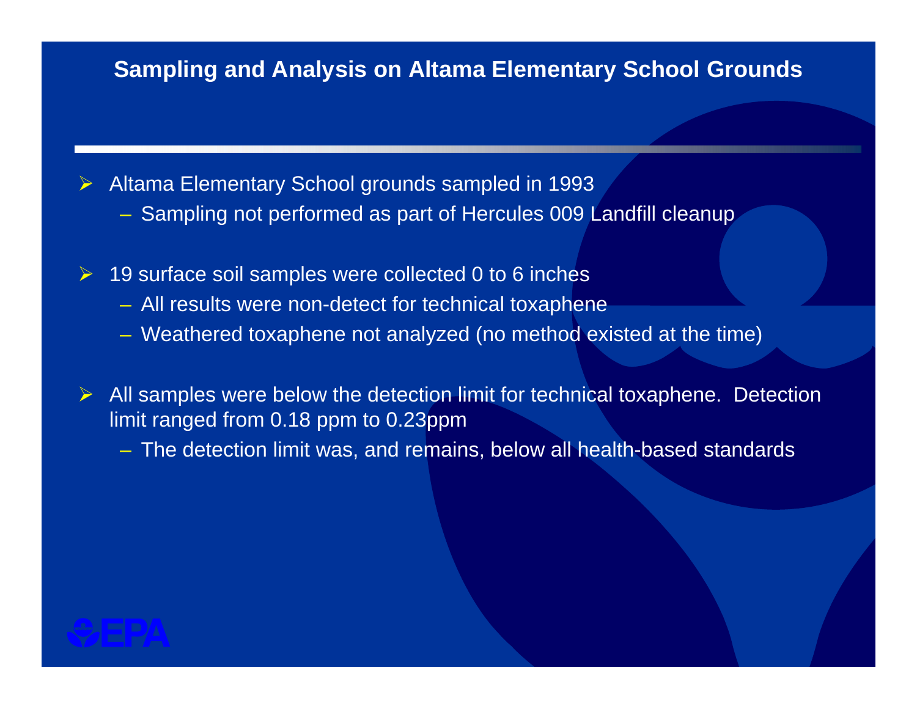# Sampling and Analysis on Altama Elementary School Grounds

- Altama Elementary School grounds sampled in 1993
  - Sampling not performed as part of Hercules 009 Landfill cleanup
- 19 surface soil samples were collected 0 to 6 inches
  - All results were non-detect for technical toxaphene
  - Weathered toxaphene not analyzed (no method existed at the time)
- All samples were below the detection limit for technical toxaphene. Detection limit ranged from 0.18 ppm to 0.23ppm
  - The detection limit was, and remains, below all health-based standards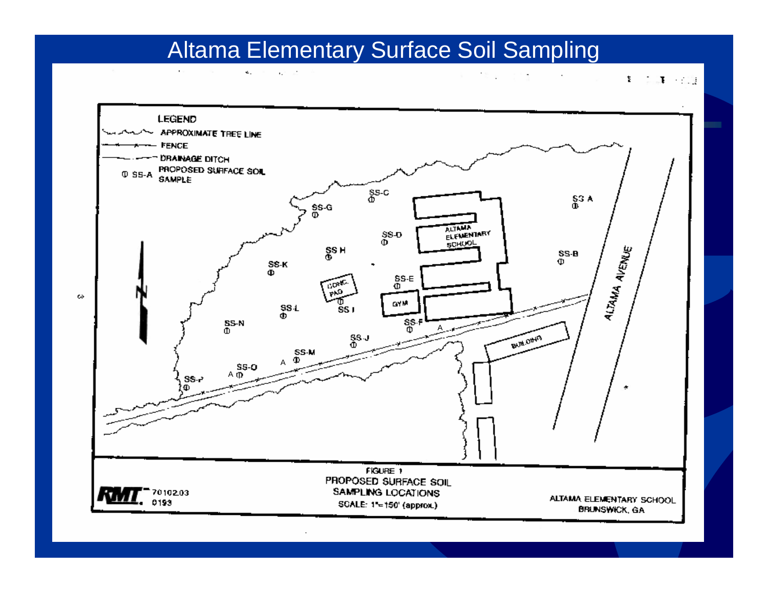# Altama Elementary Surface Soil Sampling

LEGEND

APPROXIMATE TREE LINE

FENCE

DRAINAGE DITCH

SS-A PROPOSED SURFACE SOIL SAMPLE

SS-A

SS-B

SS-C

SS-D

SS-E

SS-F

SS-G

SS H

SS I

SS-J

SS-K

SS-L

SS-M

SS-N

SS-O

SS-P

ALTAMA ELEMENTARY SCHOOL

CONC. PAD

GYM

BUILDING

ALTAMA AVENUE

N

FIGURE 1

PROPOSED SURFACE SOIL SAMPLING LOCATIONS

SCALE: 1"=150' (approx.)

RMT 70102.03 0193

ALTAMA ELEMENTARY SCHOOL BRUNSWICK, GA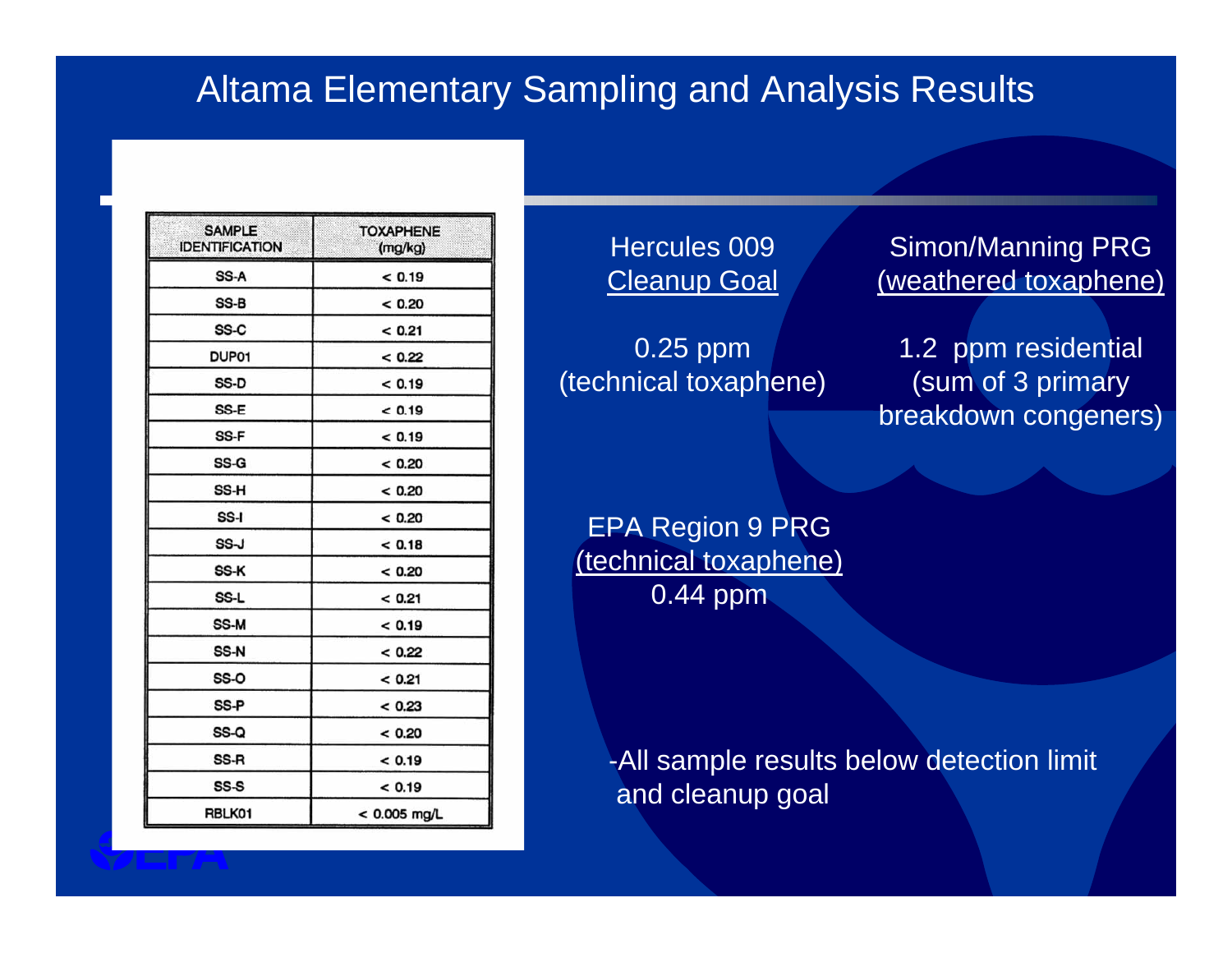# Altama Elementary Sampling and Analysis Results

| SAMPLE IDENTIFICATION | TOXAPHENE (mg/kg) |
|---|---|
| SS-A | < 0.19 |
| SS-B | < 0.20 |
| SS-C | < 0.21 |
| DUP01 | < 0.22 |
| SS-D | < 0.19 |
| SS-E | < 0.19 |
| SS-F | < 0.19 |
| SS-G | < 0.20 |
| SS-H | < 0.20 |
| SS-I | < 0.20 |
| SS-J | < 0.18 |
| SS-K | < 0.20 |
| SS-L | < 0.21 |
| SS-M | < 0.19 |
| SS-N | < 0.22 |
| SS-O | < 0.21 |
| SS-P | < 0.23 |
| SS-Q | < 0.20 |
| SS-R | < 0.19 |
| SS-S | < 0.19 |
| RBLK01 | < 0.005 mg/L |

Hercules 009 Cleanup Goal

0.25 ppm (technical toxaphene)

Simon/Manning PRG (weathered toxaphene)

1.2 ppm residential (sum of 3 primary breakdown congeners)

EPA Region 9 PRG (technical toxaphene)
0.44 ppm

- All sample results below detection limit and cleanup goal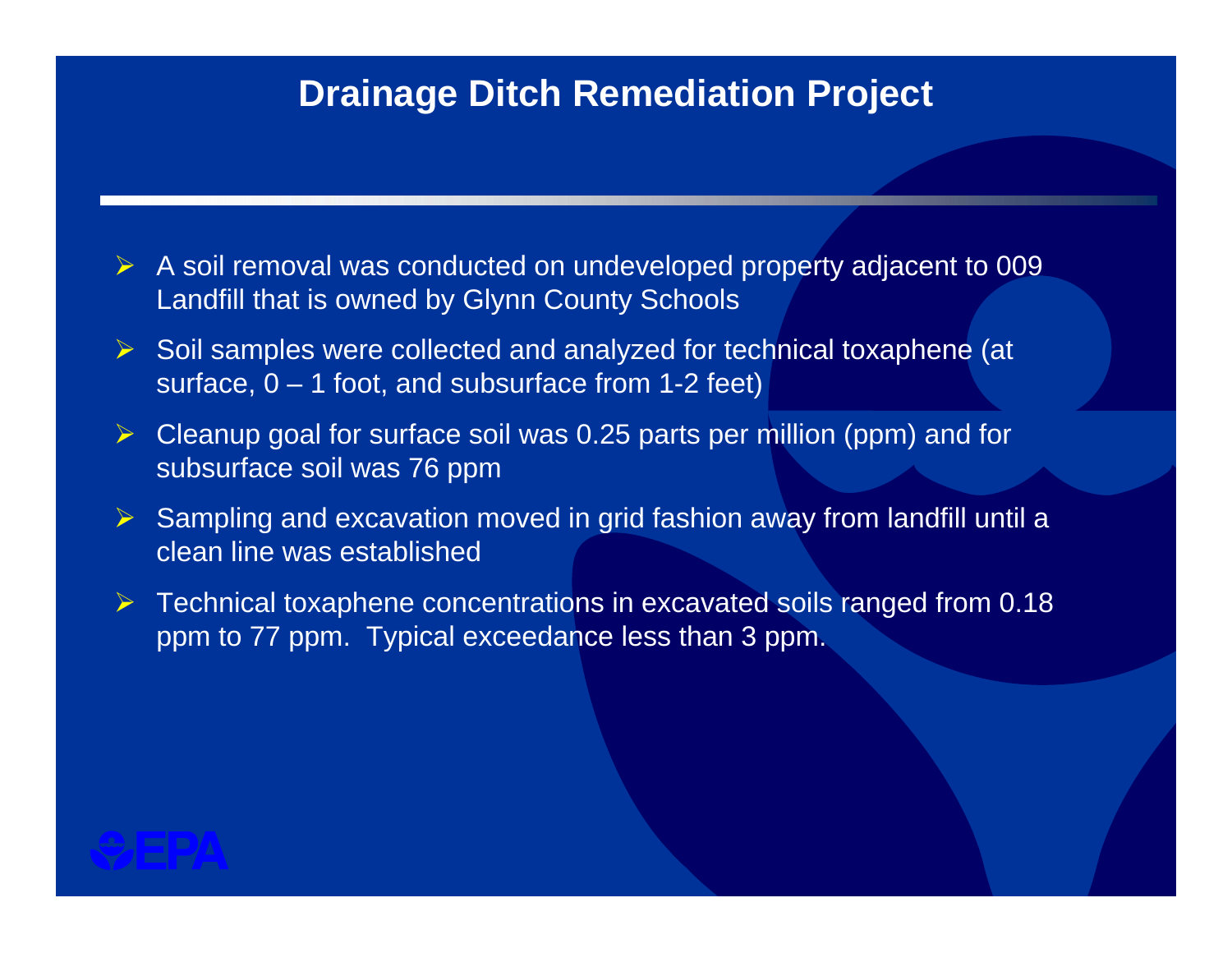# Drainage Ditch Remediation Project

- A soil removal was conducted on undeveloped property adjacent to 009 Landfill that is owned by Glynn County Schools
- Soil samples were collected and analyzed for technical toxaphene (at surface, 0 – 1 foot, and subsurface from 1-2 feet)
- Cleanup goal for surface soil was 0.25 parts per million (ppm) and for subsurface soil was 76 ppm
- Sampling and excavation moved in grid fashion away from landfill until a clean line was established
- Technical toxaphene concentrations in excavated soils ranged from 0.18 ppm to 77 ppm. Typical exceedance less than 3 ppm.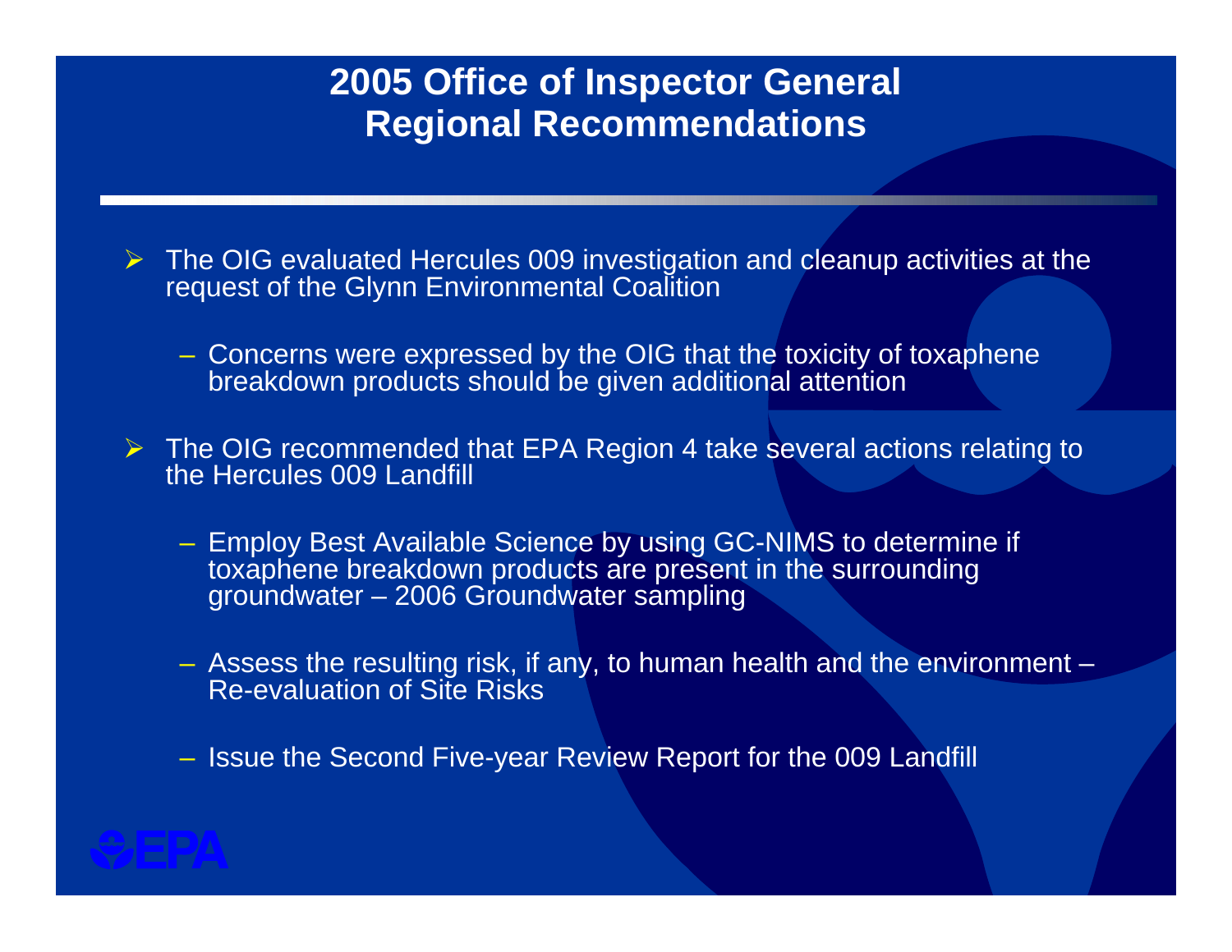# 2005 Office of Inspector General Regional Recommendations

- The OIG evaluated Hercules 009 investigation and cleanup activities at the request of the Glynn Environmental Coalition
  - Concerns were expressed by the OIG that the toxicity of toxaphene breakdown products should be given additional attention
- The OIG recommended that EPA Region 4 take several actions relating to the Hercules 009 Landfill
  - Employ Best Available Science by using GC-NIMS to determine if toxaphene breakdown products are present in the surrounding groundwater – 2006 Groundwater sampling
  - Assess the resulting risk, if any, to human health and the environment – Re-evaluation of Site Risks
  - Issue the Second Five-year Review Report for the 009 Landfill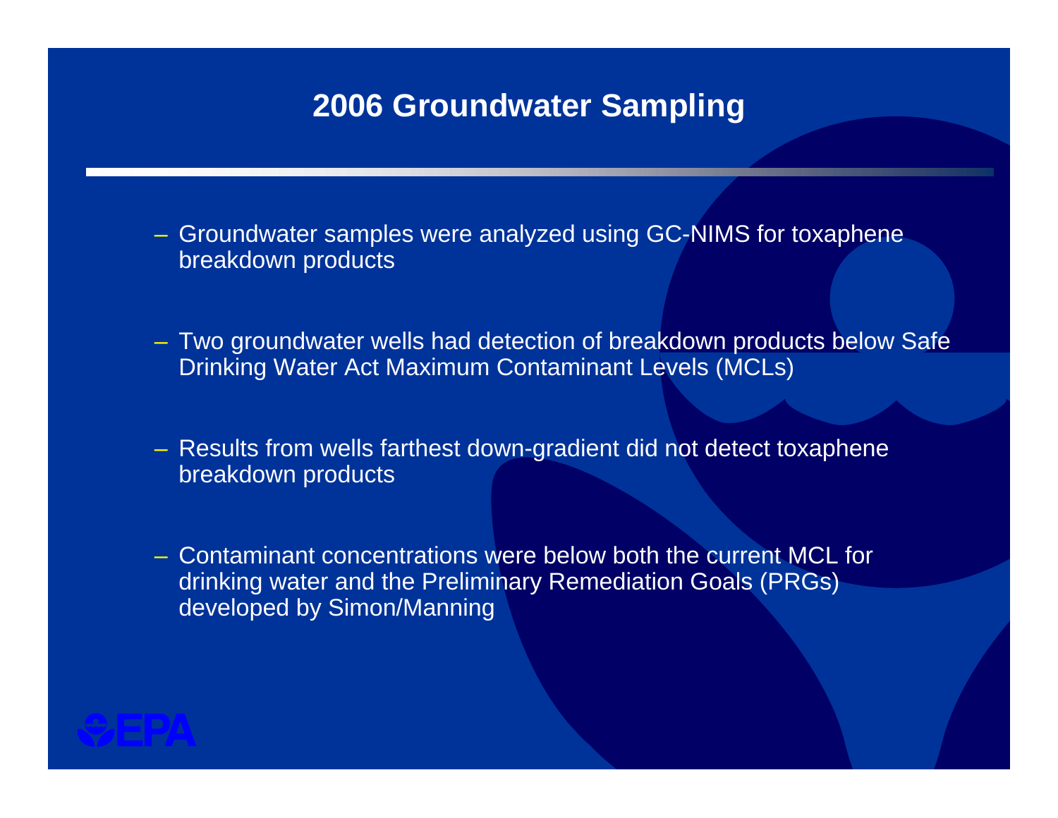# 2006 Groundwater Sampling

- Groundwater samples were analyzed using GC-NIMS for toxaphene breakdown products
- Two groundwater wells had detection of breakdown products below Safe Drinking Water Act Maximum Contaminant Levels (MCLs)
- Results from wells farthest down-gradient did not detect toxaphene breakdown products
- Contaminant concentrations were below both the current MCL for drinking water and the Preliminary Remediation Goals (PRGs) developed by Simon/Manning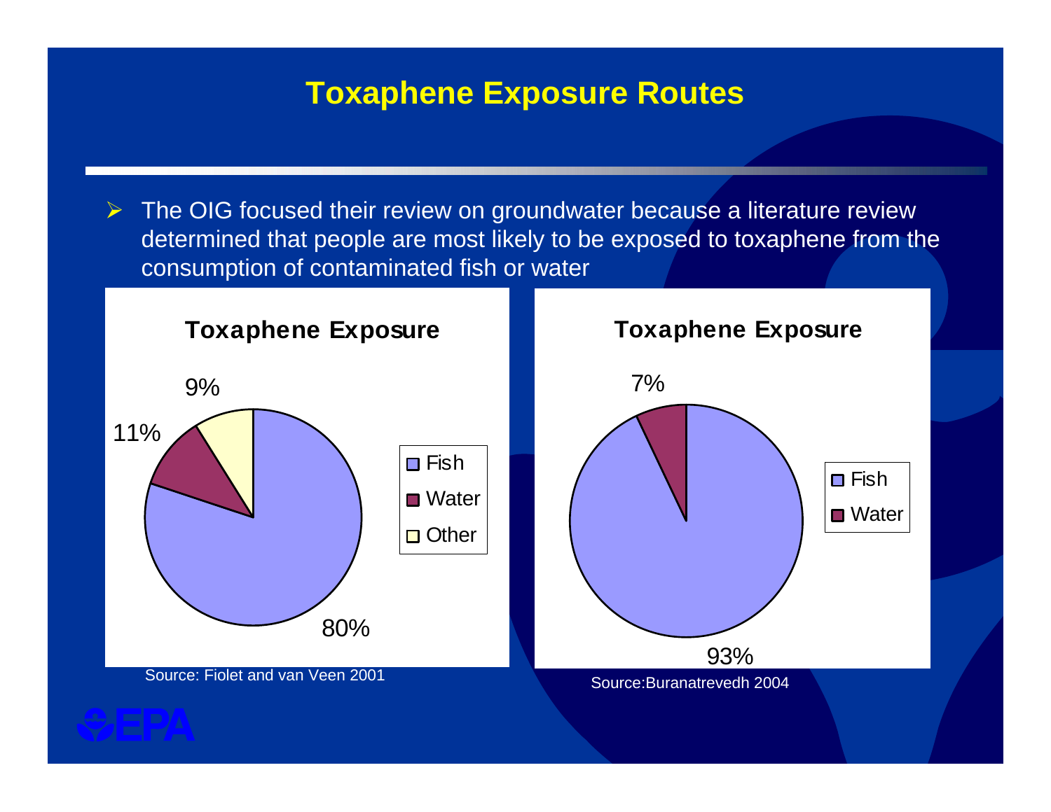# Toxaphene Exposure Routes

- The OIG focused their review on groundwater because a literature review determined that people are most likely to be exposed to toxaphene from the consumption of contaminated fish or water

**Toxaphene Exposure**

| Route | Share |
|---|---|
| Fish | 80% |
| Water | 11% |
| Other | 9% |

Source: Fiolet and van Veen 2001

**Toxaphene Exposure**

| Route | Share |
|---|---|
| Fish | 93% |
| Water | 7% |

Source:Buranatrevedh 2004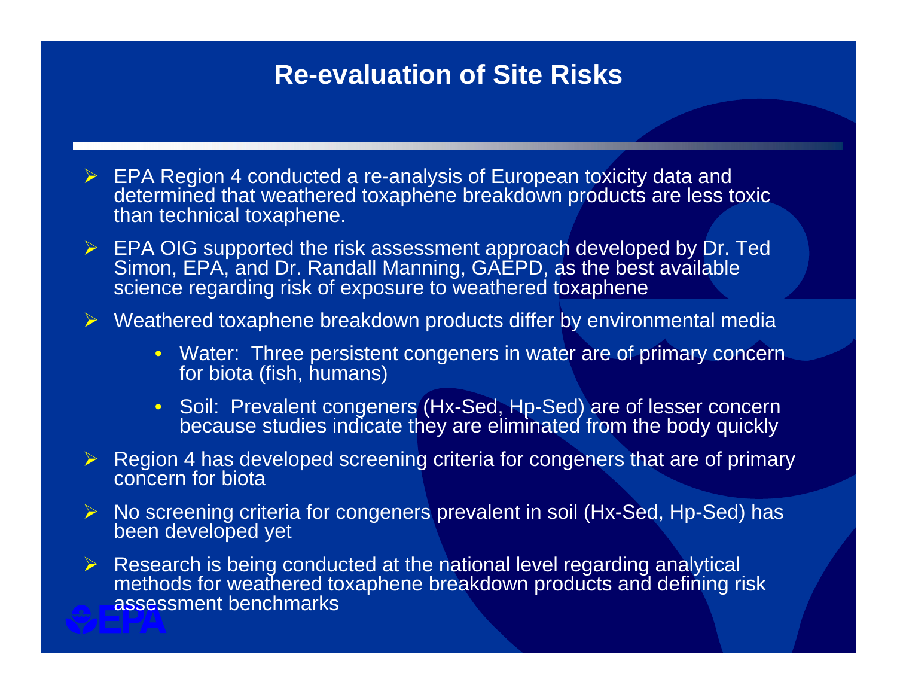# Re-evaluation of Site Risks

- EPA Region 4 conducted a re-analysis of European toxicity data and determined that weathered toxaphene breakdown products are less toxic than technical toxaphene.
- EPA OIG supported the risk assessment approach developed by Dr. Ted Simon, EPA, and Dr. Randall Manning, GAEPD, as the best available science regarding risk of exposure to weathered toxaphene
- Weathered toxaphene breakdown products differ by environmental media
  - Water: Three persistent congeners in water are of primary concern for biota (fish, humans)
  - Soil: Prevalent congeners (Hx-Sed, Hp-Sed) are of lesser concern because studies indicate they are eliminated from the body quickly
- Region 4 has developed screening criteria for congeners that are of primary concern for biota
- No screening criteria for congeners prevalent in soil (Hx-Sed, Hp-Sed) has been developed yet
- Research is being conducted at the national level regarding analytical methods for weathered toxaphene breakdown products and defining risk assessment benchmarks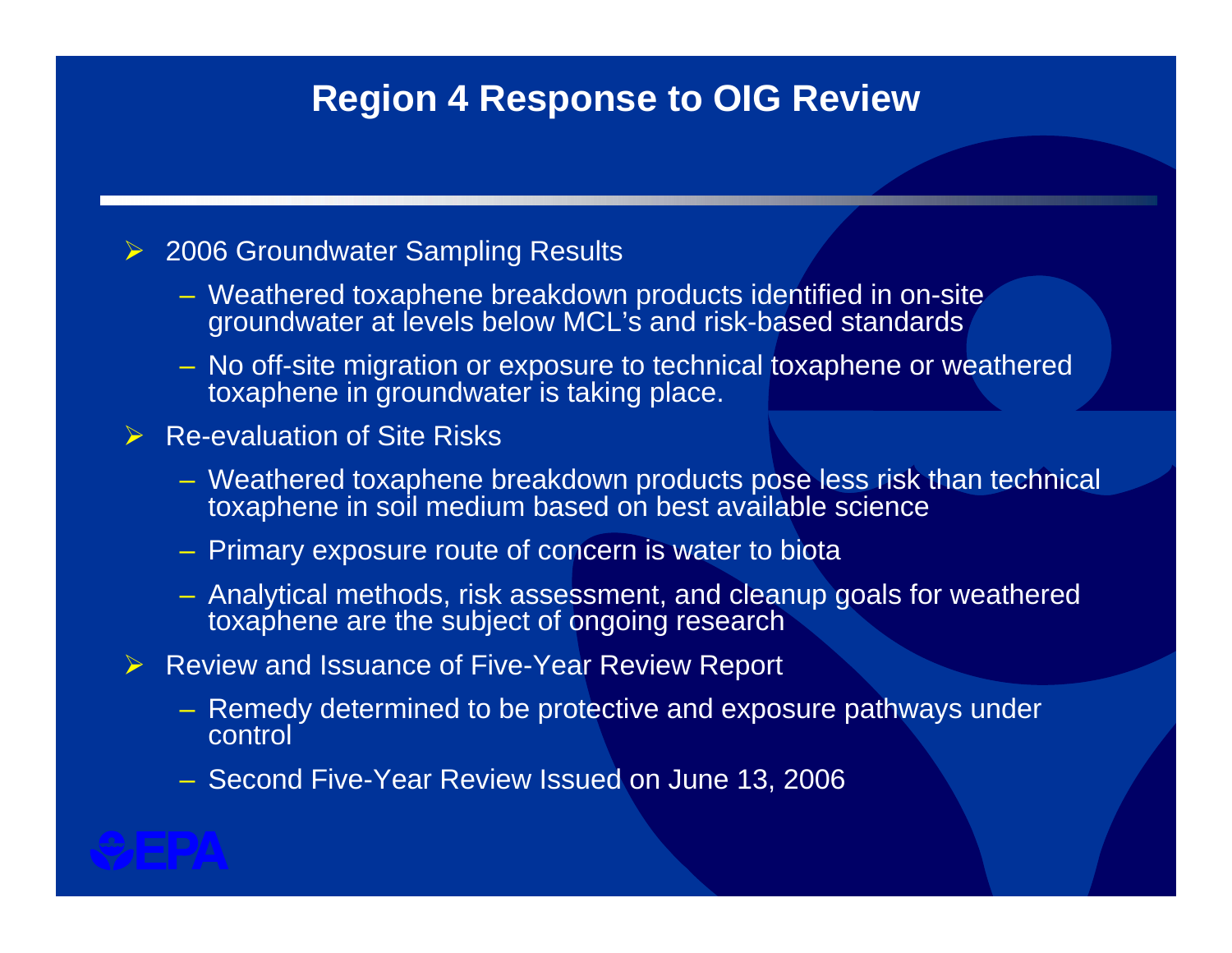# Region 4 Response to OIG Review

- 2006 Groundwater Sampling Results
  - Weathered toxaphene breakdown products identified in on-site groundwater at levels below MCL's and risk-based standards
  - No off-site migration or exposure to technical toxaphene or weathered toxaphene in groundwater is taking place.
- Re-evaluation of Site Risks
  - Weathered toxaphene breakdown products pose less risk than technical toxaphene in soil medium based on best available science
  - Primary exposure route of concern is water to biota
  - Analytical methods, risk assessment, and cleanup goals for weathered toxaphene are the subject of ongoing research
- Review and Issuance of Five-Year Review Report
  - Remedy determined to be protective and exposure pathways under control
  - Second Five-Year Review Issued on June 13, 2006

EPA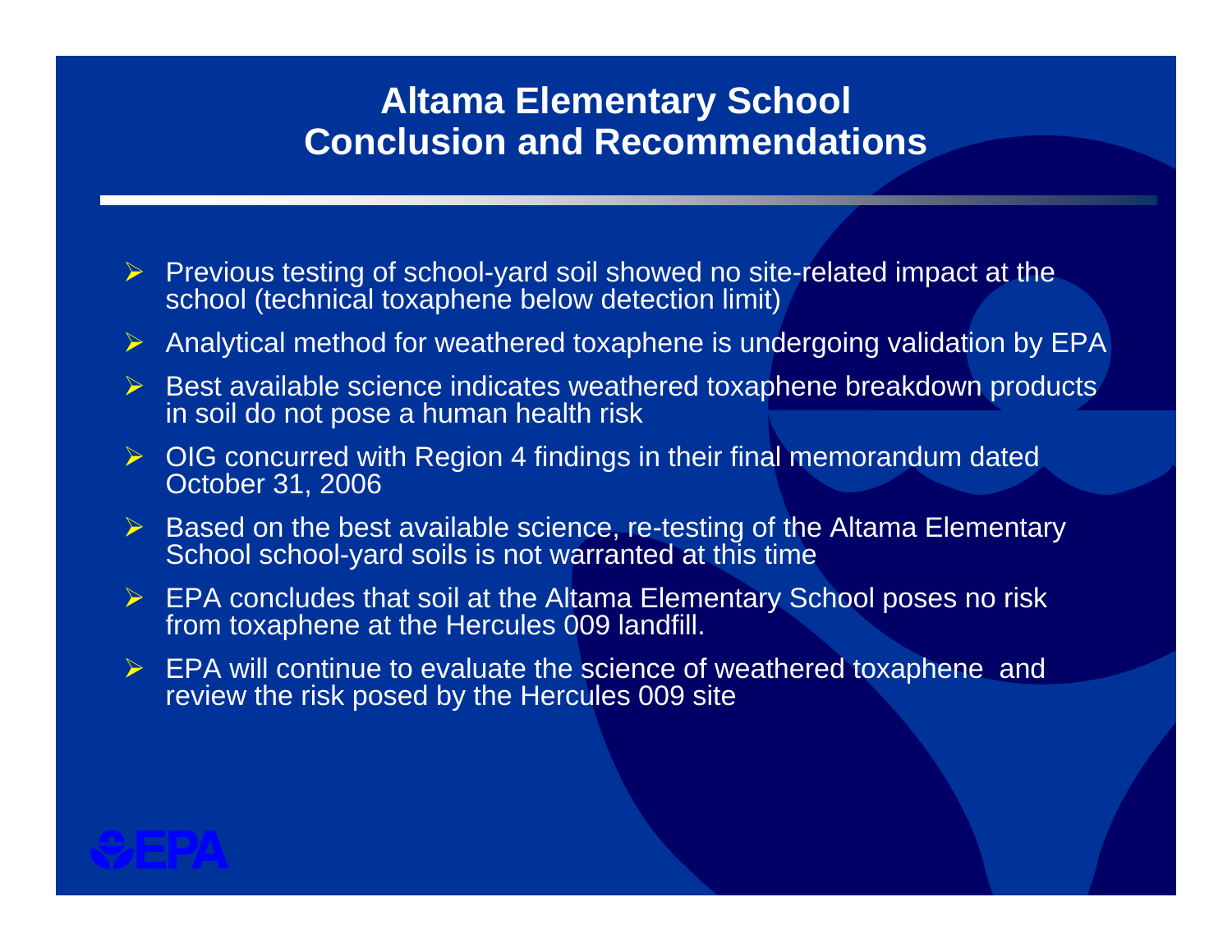# Altama Elementary School Conclusion and Recommendations

- Previous testing of school-yard soil showed no site-related impact at the school (technical toxaphene below detection limit)
- Analytical method for weathered toxaphene is undergoing validation by EPA
- Best available science indicates weathered toxaphene breakdown products in soil do not pose a human health risk
- OIG concurred with Region 4 findings in their final memorandum dated October 31, 2006
- Based on the best available science, re-testing of the Altama Elementary School school-yard soils is not warranted at this time
- EPA concludes that soil at the Altama Elementary School poses no risk from toxaphene at the Hercules 009 landfill.
- EPA will continue to evaluate the science of weathered toxaphene and review the risk posed by the Hercules 009 site